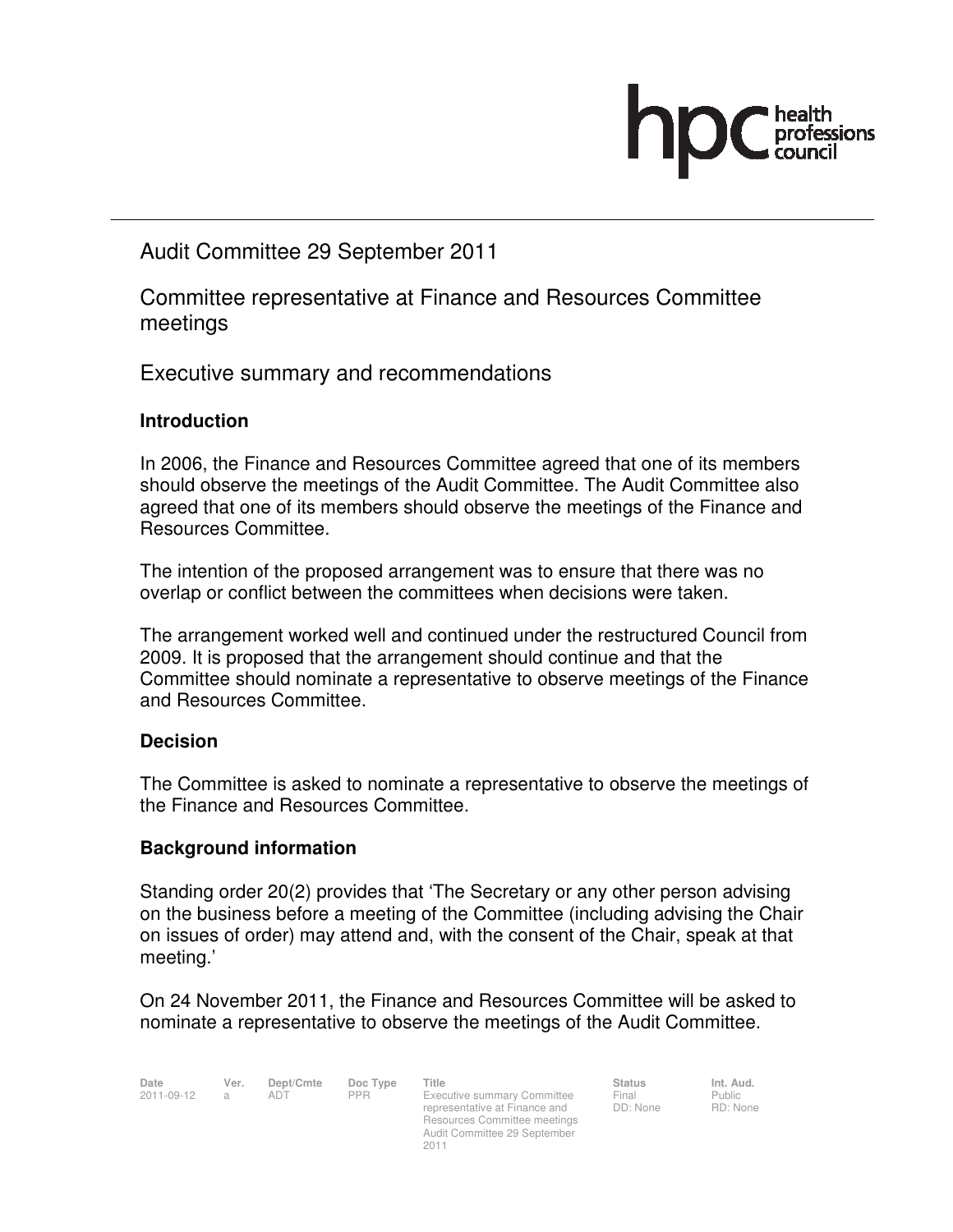# Audit Committee 29 September 2011

## Committee representative at Finance and Resources Committee meetings

## Executive summary and recommendations

### Introduction

In 2006, the Finance and Resources Committee agreed that one of its members should observe the meetings of the Audit Committee. The Audit Committee also agreed that one of its members should observe the meetings of the Finance and Resources Committee.

The intention of the proposed arrangement was to ensure that there was no overlap or conflict between the committees when decisions were taken.

The arrangement worked well and continued under the restructured Council from 2009. It is proposed that the arrangement should continue and that the Committee should nominate a representative to observe meetings of the Finance and Resources Committee.

### Decision

The Committee is asked to nominate a representative to observe the meetings of the Finance and Resources Committee.

### Background information

Standing order 20(2) provides that 'The Secretary or any other person advising on the business before a meeting of the Committee (including advising the Chair on issues of order) may attend and, with the consent of the Chair, speak at that meeting.'

On 24 November 2011, the Finance and Resources Committee will be asked to nominate a representative to observe the meetings of the Audit Committee.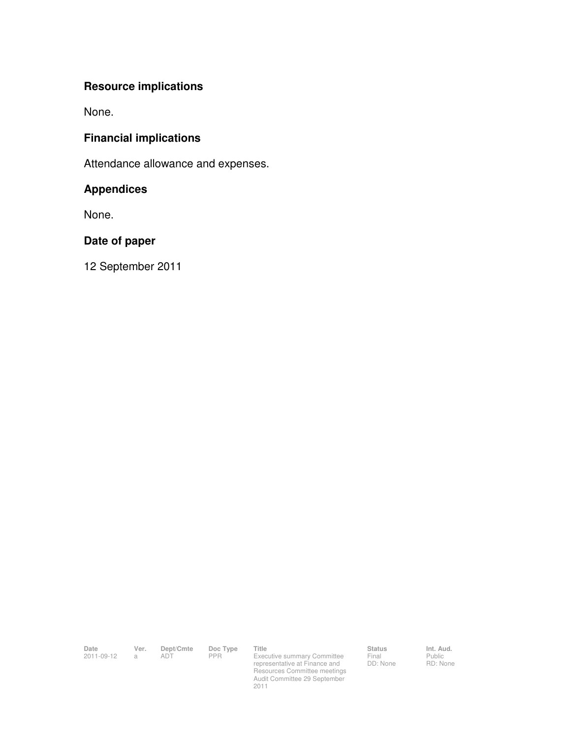### Resource implications

None.

### Financial implications

Attendance allowance and expenses.

### Appendices

None.

### Date of paper

12 September 2011